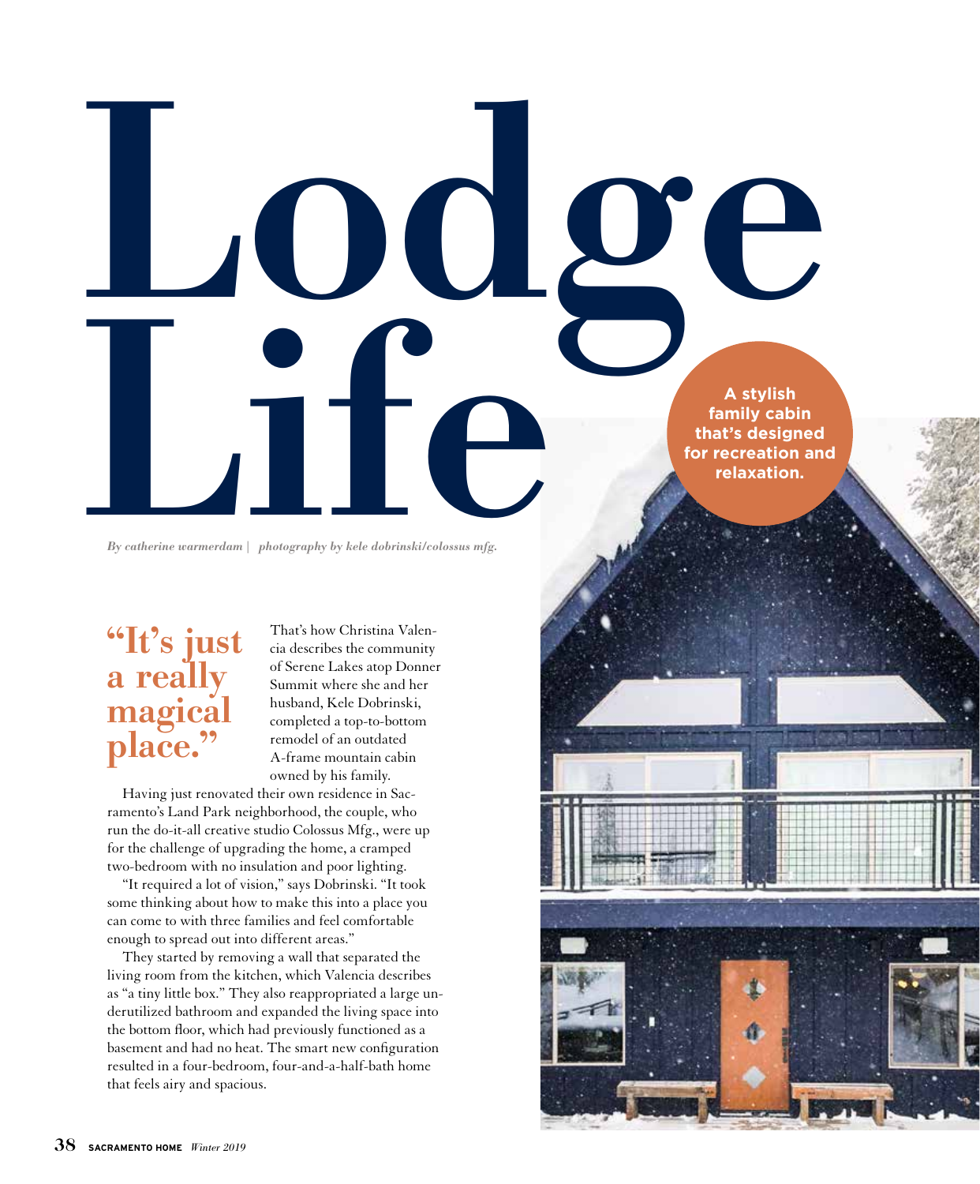# Lodge Life

**A stylish family cabin that's designed for recreation and relaxation.**

*By catherine warmerdam | photography by kele dobrinski/colossus mfg.*

## "It's just a really magical place."

That's how Christina Valencia describes the community of Serene Lakes atop Donner Summit where she and her husband, Kele Dobrinski, completed a top-to-bottom remodel of an outdated A-frame mountain cabin owned by his family.

Having just renovated their own residence in Sacramento's Land Park neighborhood, the couple, who run the do-it-all creative studio Colossus Mfg., were up for the challenge of upgrading the home, a cramped two-bedroom with no insulation and poor lighting.

"It required a lot of vision," says Dobrinski. "It took some thinking about how to make this into a place you can come to with three families and feel comfortable enough to spread out into different areas."

They started by removing a wall that separated the living room from the kitchen, which Valencia describes as "a tiny little box." They also reappropriated a large underutilized bathroom and expanded the living space into the bottom floor, which had previously functioned as a basement and had no heat. The smart new configuration resulted in a four-bedroom, four-and-a-half-bath home that feels airy and spacious.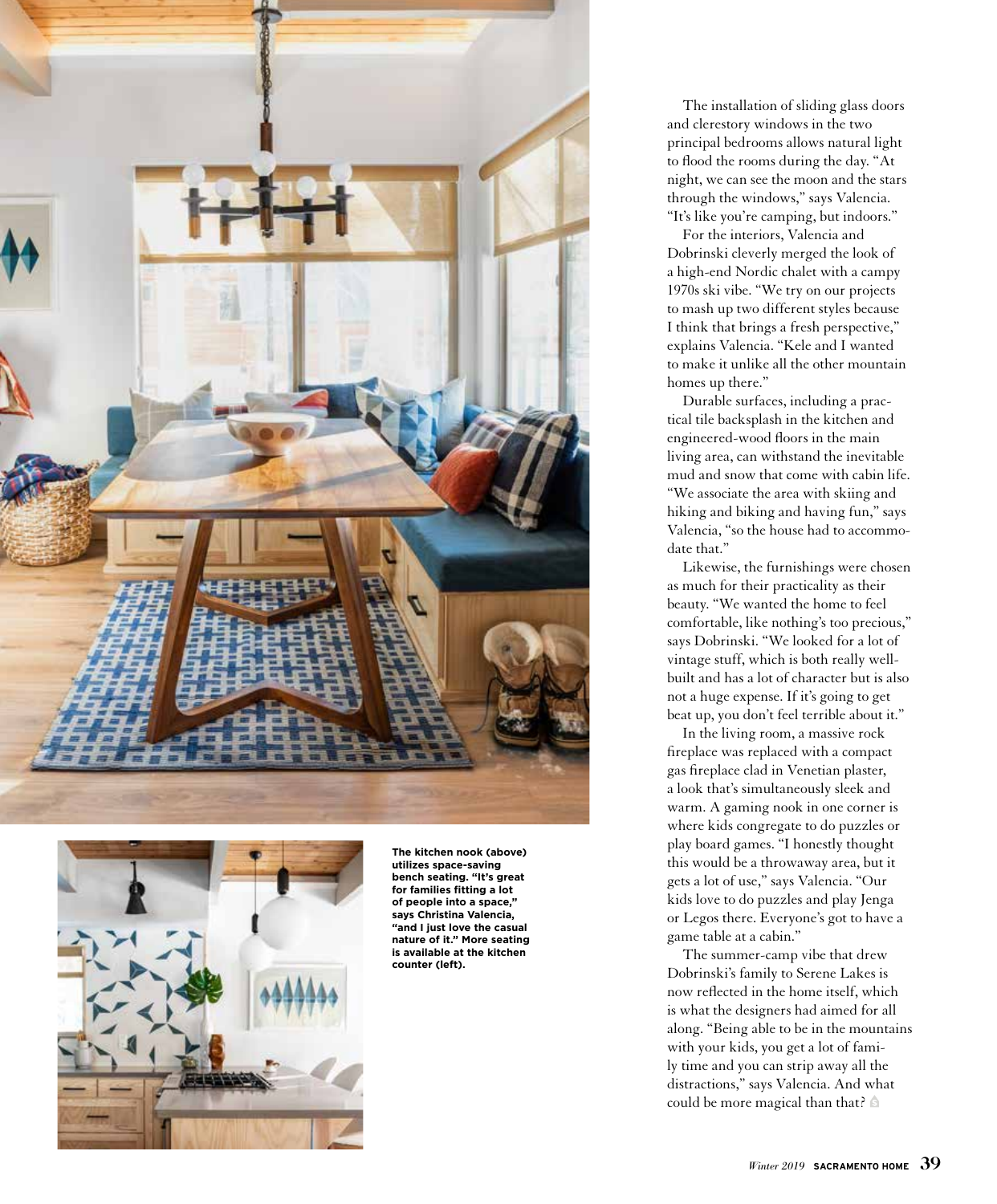**The kitchen nook (above) utilizes space-saving bench seating. "It's great for families fitting a lot of people into a space," says Christina Valencia, "and I just love the casual nature of it." More seating is available at the kitchen counter (left).**

The installation of sliding glass doors and clerestory windows in the two principal bedrooms allows natural light to flood the rooms during the day. "At night, we can see the moon and the stars through the windows," says Valencia. "It's like you're camping, but indoors."

For the interiors, Valencia and Dobrinski cleverly merged the look of a high-end Nordic chalet with a campy 1970s ski vibe. "We try on our projects to mash up two different styles because I think that brings a fresh perspective," explains Valencia. "Kele and I wanted to make it unlike all the other mountain homes up there."

Durable surfaces, including a practical tile backsplash in the kitchen and engineered-wood floors in the main living area, can withstand the inevitable mud and snow that come with cabin life. "We associate the area with skiing and hiking and biking and having fun," says Valencia, "so the house had to accommodate that."

Likewise, the furnishings were chosen as much for their practicality as their beauty. "We wanted the home to feel comfortable, like nothing's too precious," says Dobrinski. "We looked for a lot of vintage stuff, which is both really well-built and has a lot of character but is also not a huge expense. If it's going to get beat up, you don't feel terrible about it."

In the living room, a massive rock fireplace was replaced with a compact gas fireplace clad in Venetian plaster, a look that's simultaneously sleek and warm. A gaming nook in one corner is where kids congregate to do puzzles or play board games. "I honestly thought this would be a throwaway area, but it gets a lot of use," says Valencia. "Our kids love to do puzzles and play Jenga or Legos there. Everyone's got to have a game table at a cabin."

The summer-camp vibe that drew Dobrinski's family to Serene Lakes is now reflected in the home itself, which is what the designers had aimed for all along. "Being able to be in the mountains with your kids, you get a lot of family time and you can strip away all the distractions," says Valencia. And what could be more magical than that?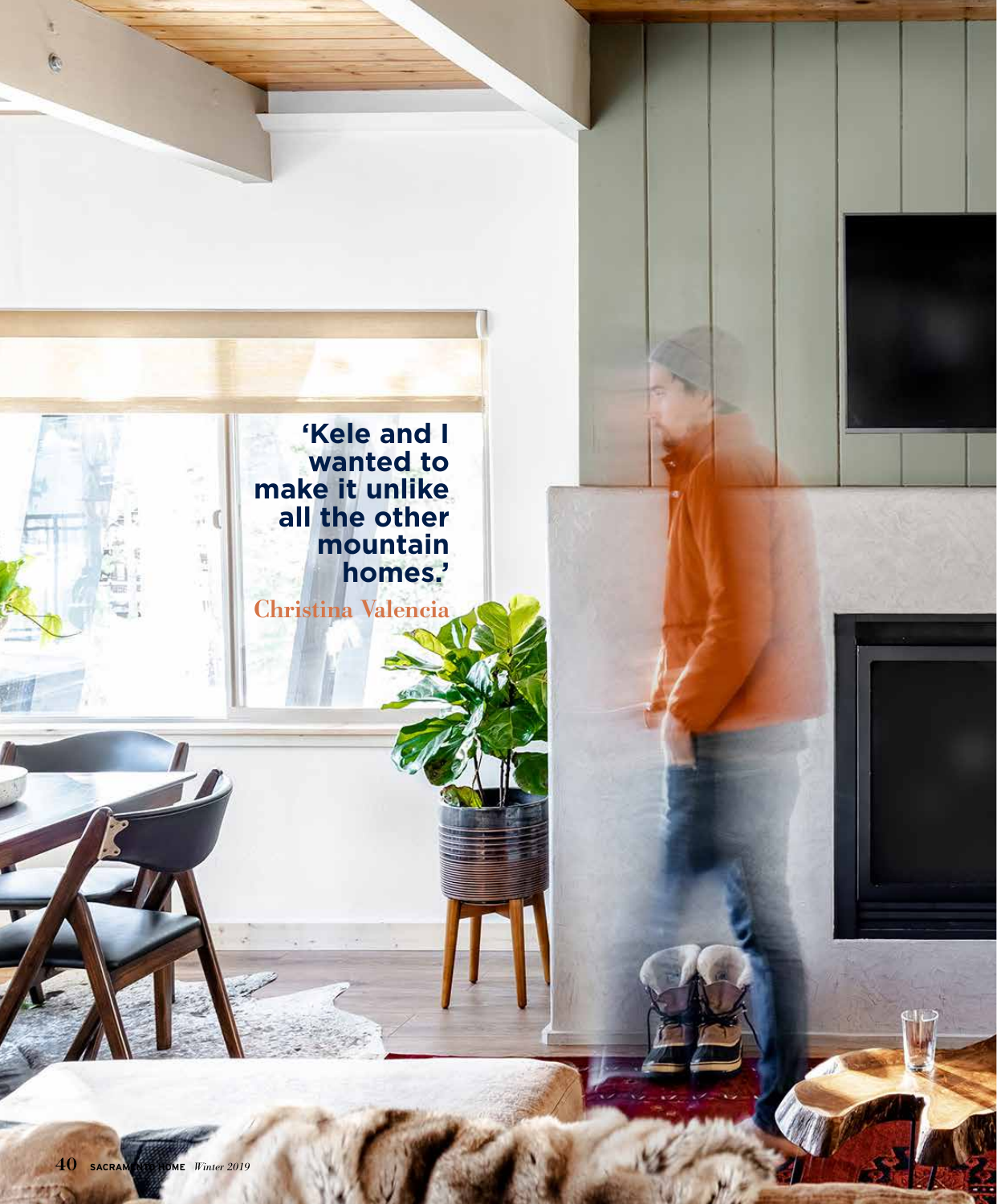**'Kele and I wanted to make it unlike all the other mountain homes.'**

Christina Valencia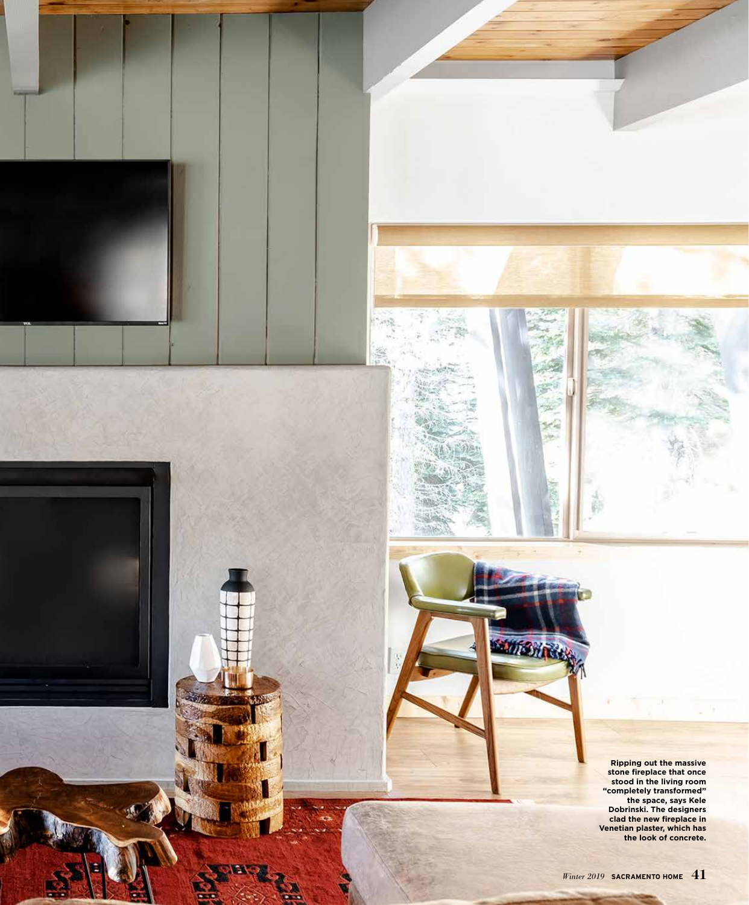**Ripping out the massive stone fireplace that once stood in the living room "completely transformed" the space, says Kele Dobrinski. The designers clad the new fireplace in Venetian plaster, which has the look of concrete.**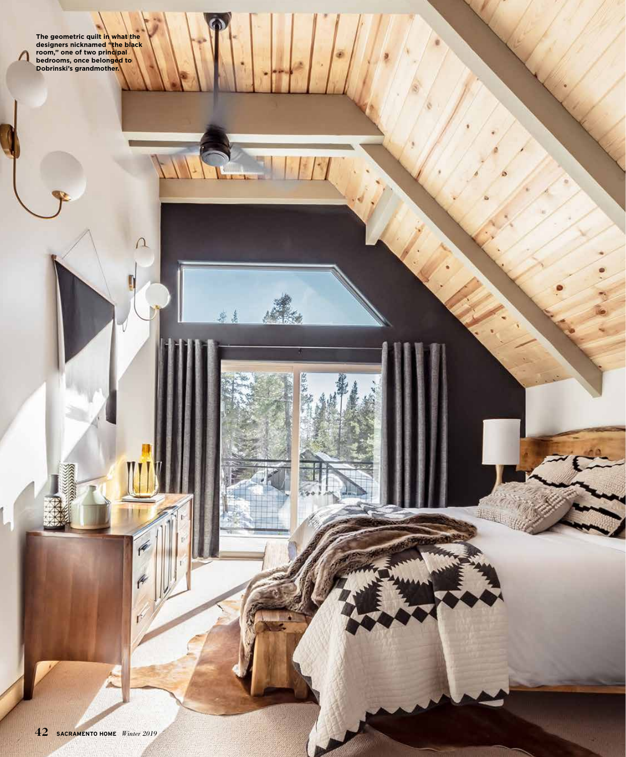**The geometric quilt in what the designers nicknamed "the black room," one of two principal bedrooms, once belonged to Dobrinski's grandmother.**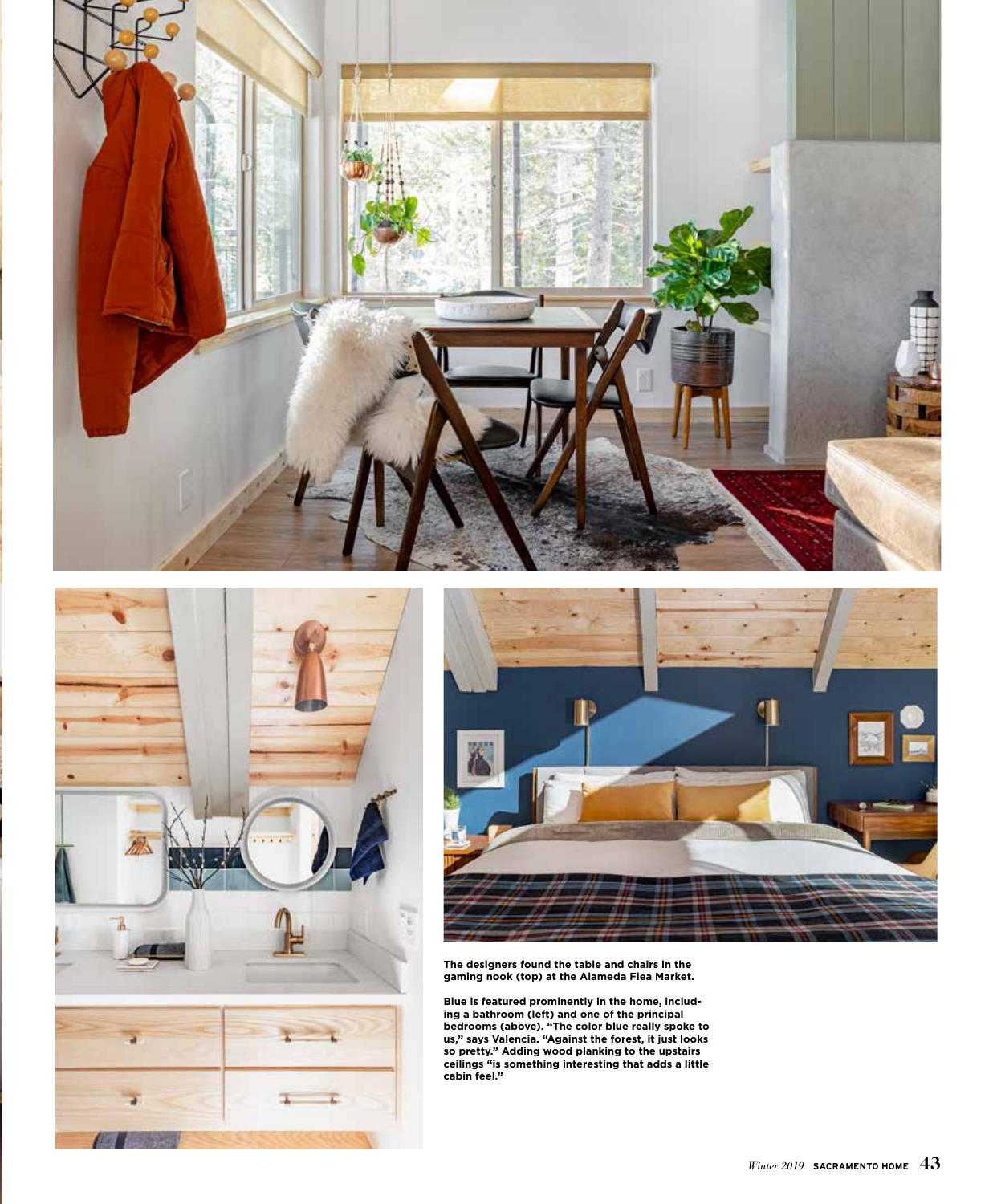The designers found the table and chairs in the gaming nook (top) at the Alameda Flea Market.

Blue is featured prominently in the home, including a bathroom (left) and one of the principal bedrooms (above). "The color blue really spoke to us," says Valencia. "Against the forest, it just looks so pretty." Adding wood planking to the upstairs ceilings "is something interesting that adds a little cabin feel."